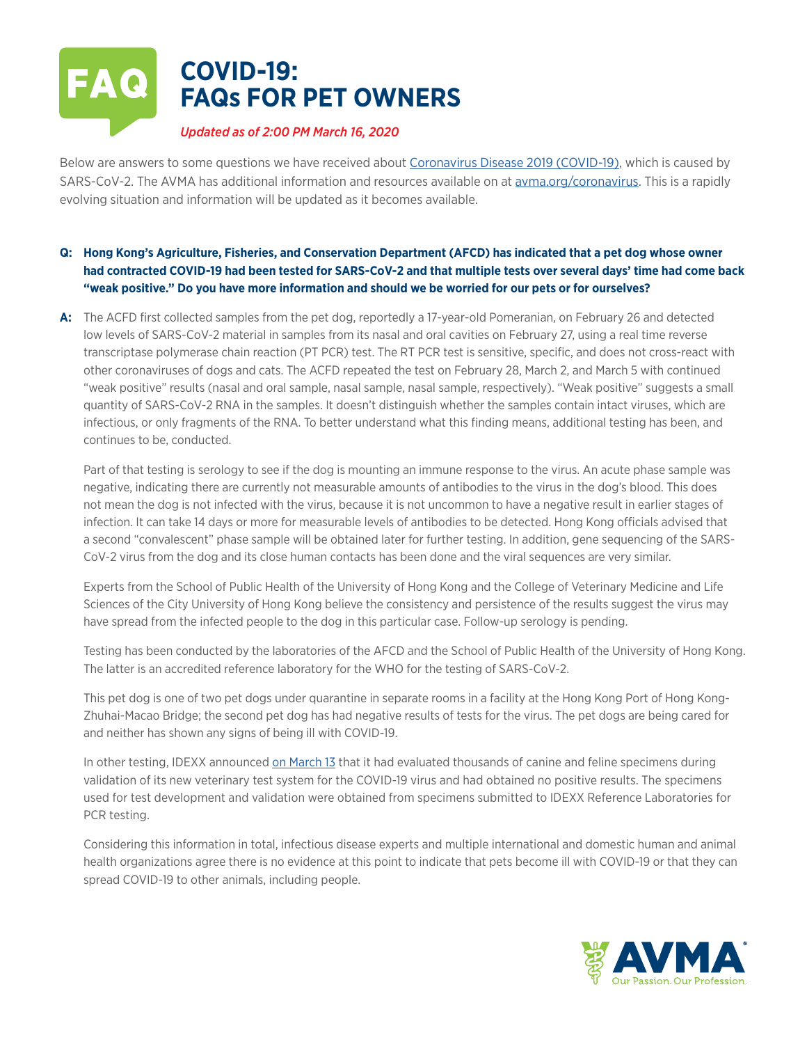# COVID-19: FAQs FOR PET OWNERS

*Updated as of 2:00 PM March 16, 2020*

Below are answers to some questions we have received about Coronavirus Disease 2019 (COVID-19), which is caused by SARS-CoV-2. The AVMA has additional information and resources available on at avma.org/coronavirus. This is a rapidly evolving situation and information will be updated as it becomes available.

**Q: Hong Kong's Agriculture, Fisheries, and Conservation Department (AFCD) has indicated that a pet dog whose owner had contracted COVID-19 had been tested for SARS-CoV-2 and that multiple tests over several days' time had come back "weak positive." Do you have more information and should we be worried for our pets or for ourselves?**

**A:** The ACFD first collected samples from the pet dog, reportedly a 17-year-old Pomeranian, on February 26 and detected low levels of SARS-CoV-2 material in samples from its nasal and oral cavities on February 27, using a real time reverse transcriptase polymerase chain reaction (PT PCR) test. The RT PCR test is sensitive, specific, and does not cross-react with other coronaviruses of dogs and cats. The ACFD repeated the test on February 28, March 2, and March 5 with continued "weak positive" results (nasal and oral sample, nasal sample, nasal sample, respectively). "Weak positive" suggests a small quantity of SARS-CoV-2 RNA in the samples. It doesn't distinguish whether the samples contain intact viruses, which are infectious, or only fragments of the RNA. To better understand what this finding means, additional testing has been, and continues to be, conducted.

Part of that testing is serology to see if the dog is mounting an immune response to the virus. An acute phase sample was negative, indicating there are currently not measurable amounts of antibodies to the virus in the dog's blood. This does not mean the dog is not infected with the virus, because it is not uncommon to have a negative result in earlier stages of infection. It can take 14 days or more for measurable levels of antibodies to be detected. Hong Kong officials advised that a second "convalescent" phase sample will be obtained later for further testing. In addition, gene sequencing of the SARS-CoV-2 virus from the dog and its close human contacts has been done and the viral sequences are very similar.

Experts from the School of Public Health of the University of Hong Kong and the College of Veterinary Medicine and Life Sciences of the City University of Hong Kong believe the consistency and persistence of the results suggest the virus may have spread from the infected people to the dog in this particular case. Follow-up serology is pending.

Testing has been conducted by the laboratories of the AFCD and the School of Public Health of the University of Hong Kong. The latter is an accredited reference laboratory for the WHO for the testing of SARS-CoV-2.

This pet dog is one of two pet dogs under quarantine in separate rooms in a facility at the Hong Kong Port of Hong Kong-Zhuhai-Macao Bridge; the second pet dog has had negative results of tests for the virus. The pet dogs are being cared for and neither has shown any signs of being ill with COVID-19.

In other testing, IDEXX announced on March 13 that it had evaluated thousands of canine and feline specimens during validation of its new veterinary test system for the COVID-19 virus and had obtained no positive results. The specimens used for test development and validation were obtained from specimens submitted to IDEXX Reference Laboratories for PCR testing.

Considering this information in total, infectious disease experts and multiple international and domestic human and animal health organizations agree there is no evidence at this point to indicate that pets become ill with COVID-19 or that they can spread COVID-19 to other animals, including people.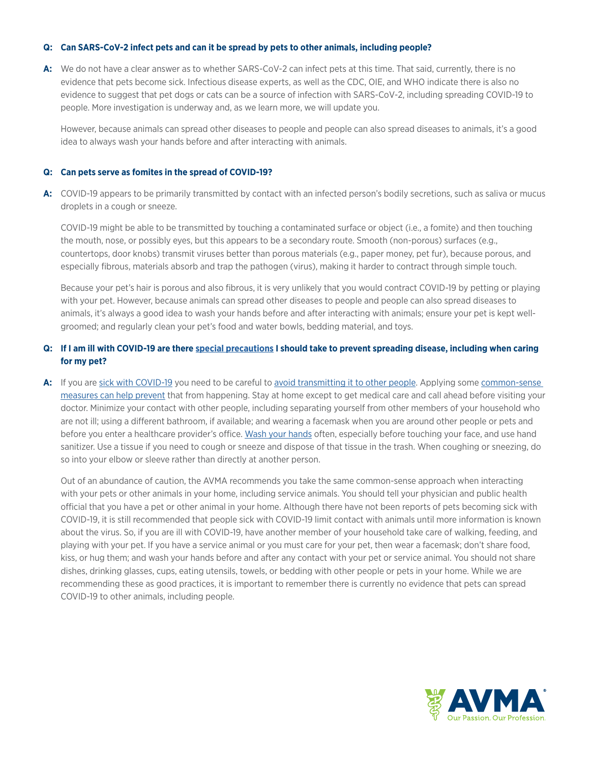**Q: Can SARS-CoV-2 infect pets and can it be spread by pets to other animals, including people?**

**A:** We do not have a clear answer as to whether SARS-CoV-2 can infect pets at this time. That said, currently, there is no evidence that pets become sick. Infectious disease experts, as well as the CDC, OIE, and WHO indicate there is also no evidence to suggest that pet dogs or cats can be a source of infection with SARS-CoV-2, including spreading COVID-19 to people. More investigation is underway and, as we learn more, we will update you.

However, because animals can spread other diseases to people and people can also spread diseases to animals, it's a good idea to always wash your hands before and after interacting with animals.

**Q: Can pets serve as fomites in the spread of COVID-19?**

**A:** COVID-19 appears to be primarily transmitted by contact with an infected person's bodily secretions, such as saliva or mucus droplets in a cough or sneeze.

COVID-19 might be able to be transmitted by touching a contaminated surface or object (i.e., a fomite) and then touching the mouth, nose, or possibly eyes, but this appears to be a secondary route. Smooth (non-porous) surfaces (e.g., countertops, door knobs) transmit viruses better than porous materials (e.g., paper money, pet fur), because porous, and especially fibrous, materials absorb and trap the pathogen (virus), making it harder to contract through simple touch.

Because your pet's hair is porous and also fibrous, it is very unlikely that you would contract COVID-19 by petting or playing with your pet. However, because animals can spread other diseases to people and people can also spread diseases to animals, it's always a good idea to wash your hands before and after interacting with animals; ensure your pet is kept well-groomed; and regularly clean your pet's food and water bowls, bedding material, and toys.

**Q: If I am ill with COVID-19 are there special precautions I should take to prevent spreading disease, including when caring for my pet?**

**A:** If you are sick with COVID-19 you need to be careful to avoid transmitting it to other people. Applying some common-sense measures can help prevent that from happening. Stay at home except to get medical care and call ahead before visiting your doctor. Minimize your contact with other people, including separating yourself from other members of your household who are not ill; using a different bathroom, if available; and wearing a facemask when you are around other people or pets and before you enter a healthcare provider's office. Wash your hands often, especially before touching your face, and use hand sanitizer. Use a tissue if you need to cough or sneeze and dispose of that tissue in the trash. When coughing or sneezing, do so into your elbow or sleeve rather than directly at another person.

Out of an abundance of caution, the AVMA recommends you take the same common-sense approach when interacting with your pets or other animals in your home, including service animals. You should tell your physician and public health official that you have a pet or other animal in your home. Although there have not been reports of pets becoming sick with COVID-19, it is still recommended that people sick with COVID-19 limit contact with animals until more information is known about the virus. So, if you are ill with COVID-19, have another member of your household take care of walking, feeding, and playing with your pet. If you have a service animal or you must care for your pet, then wear a facemask; don't share food, kiss, or hug them; and wash your hands before and after any contact with your pet or service animal. You should not share dishes, drinking glasses, cups, eating utensils, towels, or bedding with other people or pets in your home. While we are recommending these as good practices, it is important to remember there is currently no evidence that pets can spread COVID-19 to other animals, including people.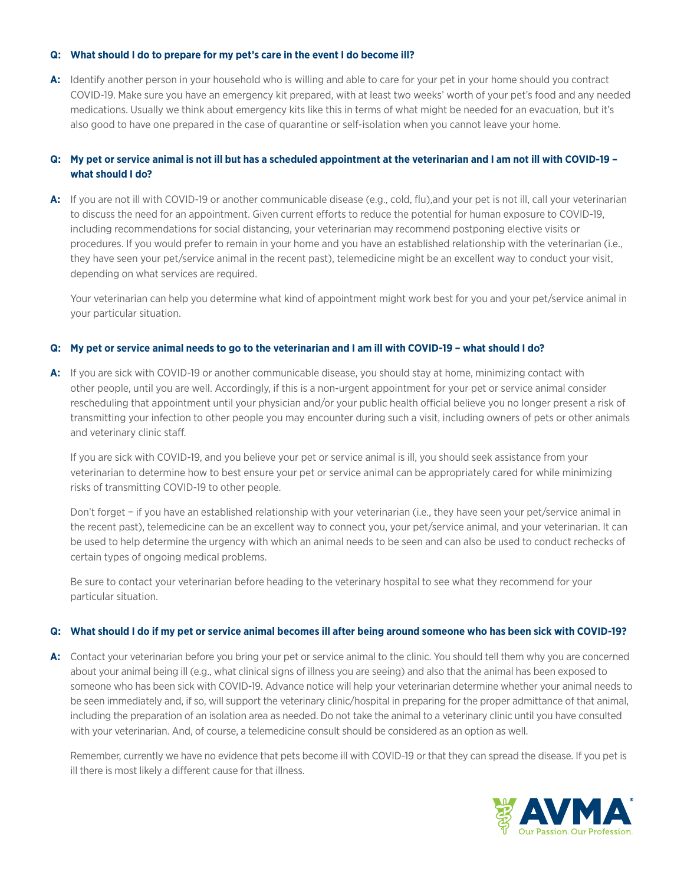**Q: What should I do to prepare for my pet's care in the event I do become ill?**

**A:** Identify another person in your household who is willing and able to care for your pet in your home should you contract COVID-19. Make sure you have an emergency kit prepared, with at least two weeks' worth of your pet's food and any needed medications. Usually we think about emergency kits like this in terms of what might be needed for an evacuation, but it's also good to have one prepared in the case of quarantine or self-isolation when you cannot leave your home.

**Q: My pet or service animal is not ill but has a scheduled appointment at the veterinarian and I am not ill with COVID-19 – what should I do?**

**A:** If you are not ill with COVID-19 or another communicable disease (e.g., cold, flu),and your pet is not ill, call your veterinarian to discuss the need for an appointment. Given current efforts to reduce the potential for human exposure to COVID-19, including recommendations for social distancing, your veterinarian may recommend postponing elective visits or procedures. If you would prefer to remain in your home and you have an established relationship with the veterinarian (i.e., they have seen your pet/service animal in the recent past), telemedicine might be an excellent way to conduct your visit, depending on what services are required.

Your veterinarian can help you determine what kind of appointment might work best for you and your pet/service animal in your particular situation.

**Q: My pet or service animal needs to go to the veterinarian and I am ill with COVID-19 – what should I do?**

**A:** If you are sick with COVID-19 or another communicable disease, you should stay at home, minimizing contact with other people, until you are well. Accordingly, if this is a non-urgent appointment for your pet or service animal consider rescheduling that appointment until your physician and/or your public health official believe you no longer present a risk of transmitting your infection to other people you may encounter during such a visit, including owners of pets or other animals and veterinary clinic staff.

If you are sick with COVID-19, and you believe your pet or service animal is ill, you should seek assistance from your veterinarian to determine how to best ensure your pet or service animal can be appropriately cared for while minimizing risks of transmitting COVID-19 to other people.

Don't forget – if you have an established relationship with your veterinarian (i.e., they have seen your pet/service animal in the recent past), telemedicine can be an excellent way to connect you, your pet/service animal, and your veterinarian. It can be used to help determine the urgency with which an animal needs to be seen and can also be used to conduct rechecks of certain types of ongoing medical problems.

Be sure to contact your veterinarian before heading to the veterinary hospital to see what they recommend for your particular situation.

**Q: What should I do if my pet or service animal becomes ill after being around someone who has been sick with COVID-19?**

**A:** Contact your veterinarian before you bring your pet or service animal to the clinic. You should tell them why you are concerned about your animal being ill (e.g., what clinical signs of illness you are seeing) and also that the animal has been exposed to someone who has been sick with COVID-19. Advance notice will help your veterinarian determine whether your animal needs to be seen immediately and, if so, will support the veterinary clinic/hospital in preparing for the proper admittance of that animal, including the preparation of an isolation area as needed. Do not take the animal to a veterinary clinic until you have consulted with your veterinarian. And, of course, a telemedicine consult should be considered as an option as well.

Remember, currently we have no evidence that pets become ill with COVID-19 or that they can spread the disease. If you pet is ill there is most likely a different cause for that illness.

AVMA® Our Passion. Our Profession.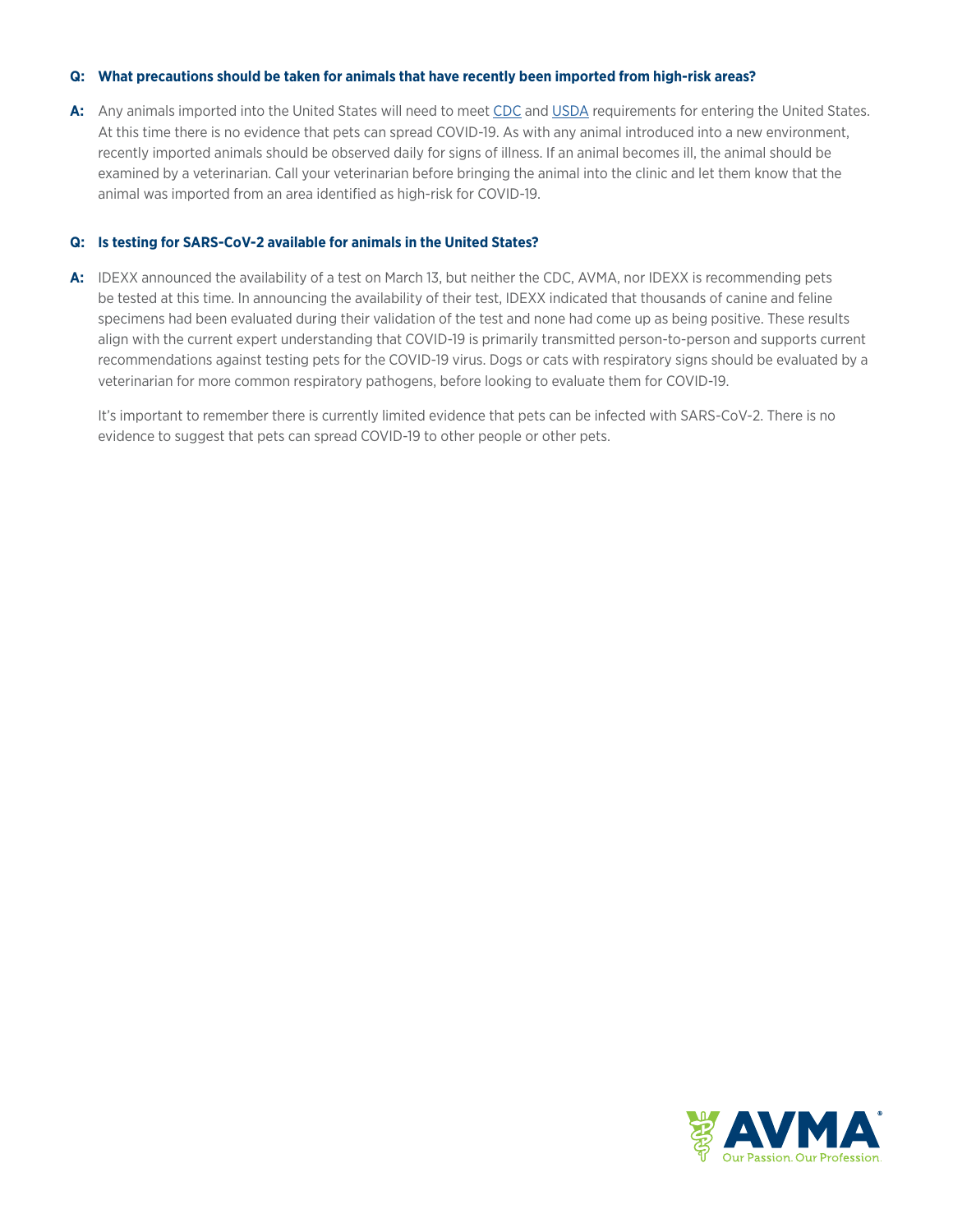**Q: What precautions should be taken for animals that have recently been imported from high-risk areas?**

**A:** Any animals imported into the United States will need to meet CDC and USDA requirements for entering the United States. At this time there is no evidence that pets can spread COVID-19. As with any animal introduced into a new environment, recently imported animals should be observed daily for signs of illness. If an animal becomes ill, the animal should be examined by a veterinarian. Call your veterinarian before bringing the animal into the clinic and let them know that the animal was imported from an area identified as high-risk for COVID-19.

**Q: Is testing for SARS-CoV-2 available for animals in the United States?**

**A:** IDEXX announced the availability of a test on March 13, but neither the CDC, AVMA, nor IDEXX is recommending pets be tested at this time. In announcing the availability of their test, IDEXX indicated that thousands of canine and feline specimens had been evaluated during their validation of the test and none had come up as being positive. These results align with the current expert understanding that COVID-19 is primarily transmitted person-to-person and supports current recommendations against testing pets for the COVID-19 virus. Dogs or cats with respiratory signs should be evaluated by a veterinarian for more common respiratory pathogens, before looking to evaluate them for COVID-19.

It's important to remember there is currently limited evidence that pets can be infected with SARS-CoV-2. There is no evidence to suggest that pets can spread COVID-19 to other people or other pets.

AVMA®
Our Passion. Our Profession.